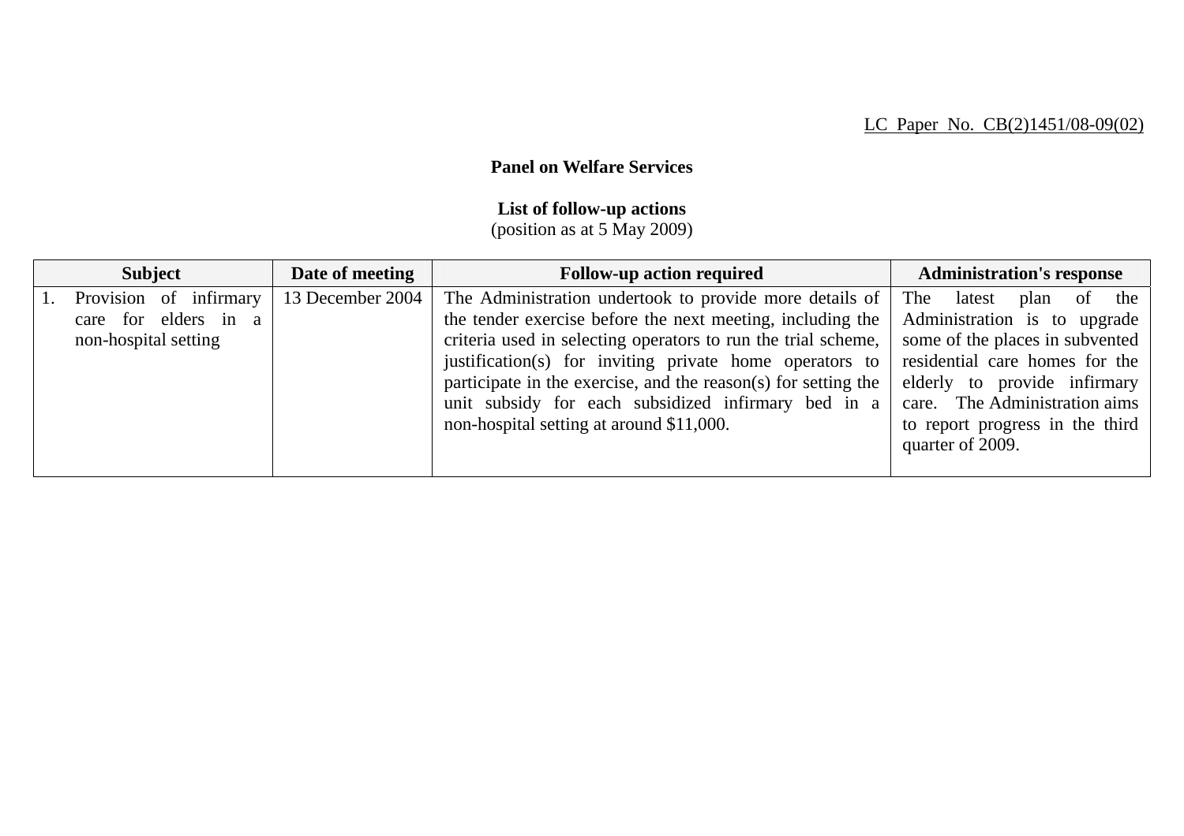LC Paper No. CB(2)1451/08-09(02)

**Panel on Welfare Services**

**List of follow-up actions**
(position as at 5 May 2009)

| Subject | Date of meeting | Follow-up action required | Administration's response |
|---|---|---|---|
| 1. Provision of infirmary care for elders in a non-hospital setting | 13 December 2004 | The Administration undertook to provide more details of the tender exercise before the next meeting, including the criteria used in selecting operators to run the trial scheme, justification(s) for inviting private home operators to participate in the exercise, and the reason(s) for setting the unit subsidy for each subsidized infirmary bed in a non-hospital setting at around $11,000. | The latest plan of the Administration is to upgrade some of the places in subvented residential care homes for the elderly to provide infirmary care. The Administration aims to report progress in the third quarter of 2009. |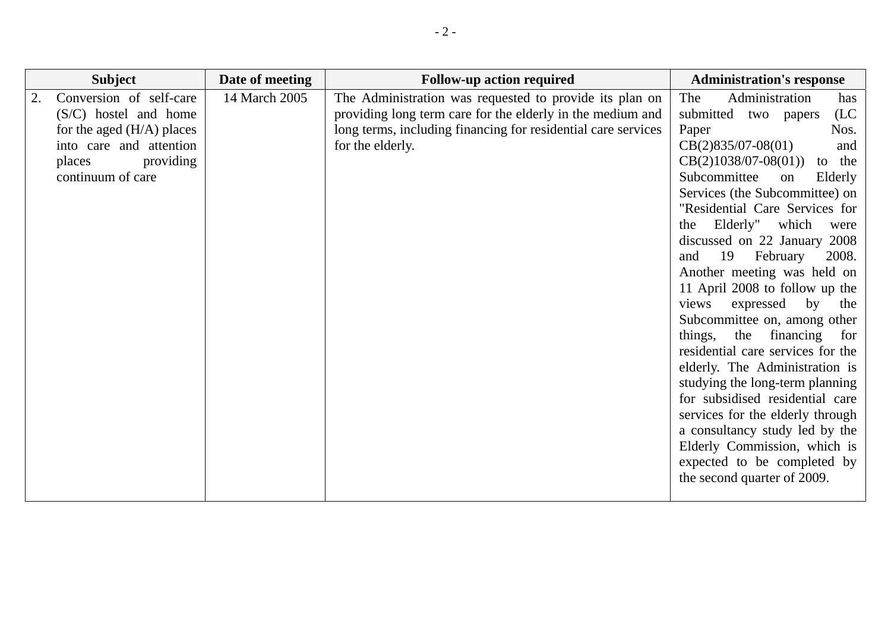| Subject | Date of meeting | Follow-up action required | Administration's response |
|---|---|---|---|
| 2. Conversion of self-care (S/C) hostel and home for the aged (H/A) places into care and attention places providing continuum of care | 14 March 2005 | The Administration was requested to provide its plan on providing long term care for the elderly in the medium and long terms, including financing for residential care services for the elderly. | The Administration has submitted two papers (LC Paper Nos. CB(2)835/07-08(01) and CB(2)1038/07-08(01)) to the Subcommittee on Elderly Services (the Subcommittee) on "Residential Care Services for the Elderly" which were discussed on 22 January 2008 and 19 February 2008. Another meeting was held on 11 April 2008 to follow up the views expressed by the Subcommittee on, among other things, the financing for residential care services for the elderly. The Administration is studying the long-term planning for subsidised residential care services for the elderly through a consultancy study led by the Elderly Commission, which is expected to be completed by the second quarter of 2009. |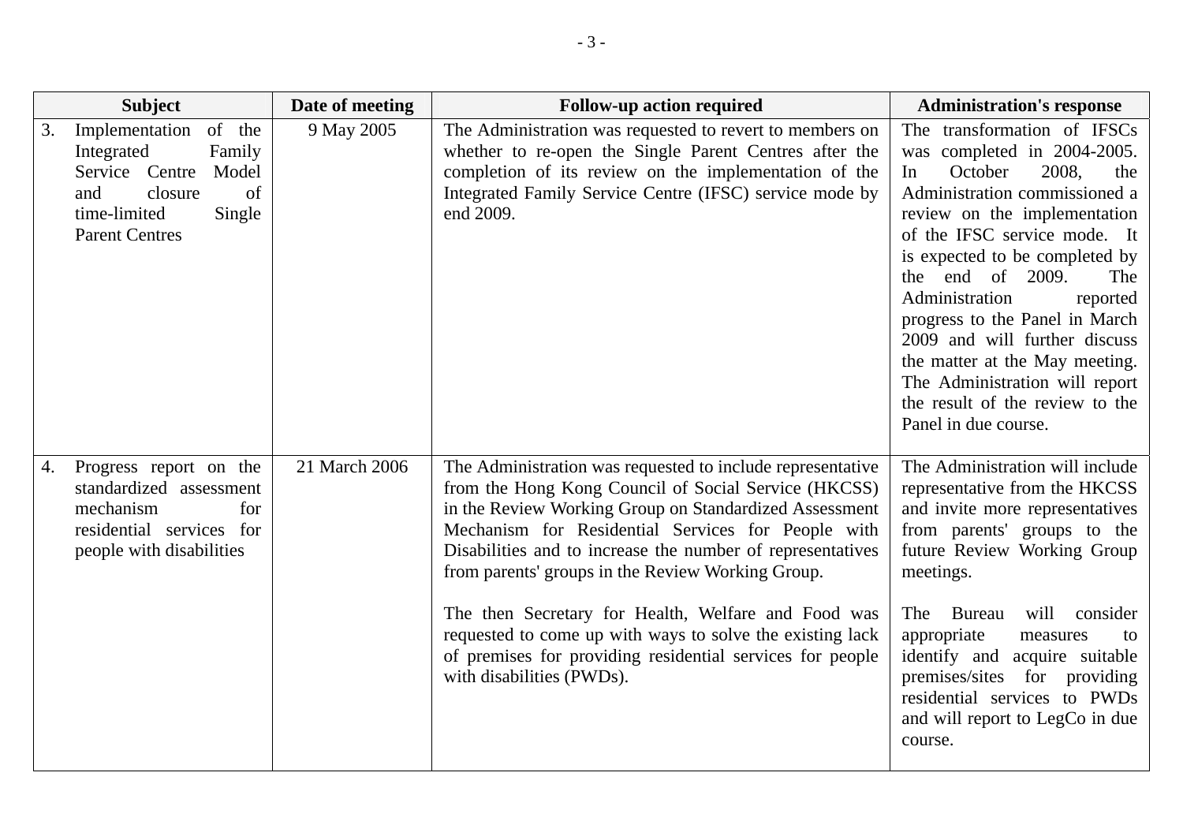| Subject | Date of meeting | Follow-up action required | Administration's response |
|---|---|---|---|
| 3. Implementation of the Integrated Family Service Centre Model and closure of time-limited Single Parent Centres | 9 May 2005 | The Administration was requested to revert to members on whether to re-open the Single Parent Centres after the completion of its review on the implementation of the Integrated Family Service Centre (IFSC) service mode by end 2009. | The transformation of IFSCs was completed in 2004-2005. In October 2008, the Administration commissioned a review on the implementation of the IFSC service mode. It is expected to be completed by the end of 2009. The Administration reported progress to the Panel in March 2009 and will further discuss the matter at the May meeting. The Administration will report the result of the review to the Panel in due course. |
| 4. Progress report on the standardized assessment mechanism for residential services for people with disabilities | 21 March 2006 | The Administration was requested to include representative from the Hong Kong Council of Social Service (HKCSS) in the Review Working Group on Standardized Assessment Mechanism for Residential Services for People with Disabilities and to increase the number of representatives from parents' groups in the Review Working Group.<br><br>The then Secretary for Health, Welfare and Food was requested to come up with ways to solve the existing lack of premises for providing residential services for people with disabilities (PWDs). | The Administration will include representative from the HKCSS and invite more representatives from parents' groups to the future Review Working Group meetings.<br><br>The Bureau will consider appropriate measures to identify and acquire suitable premises/sites for providing residential services to PWDs and will report to LegCo in due course. |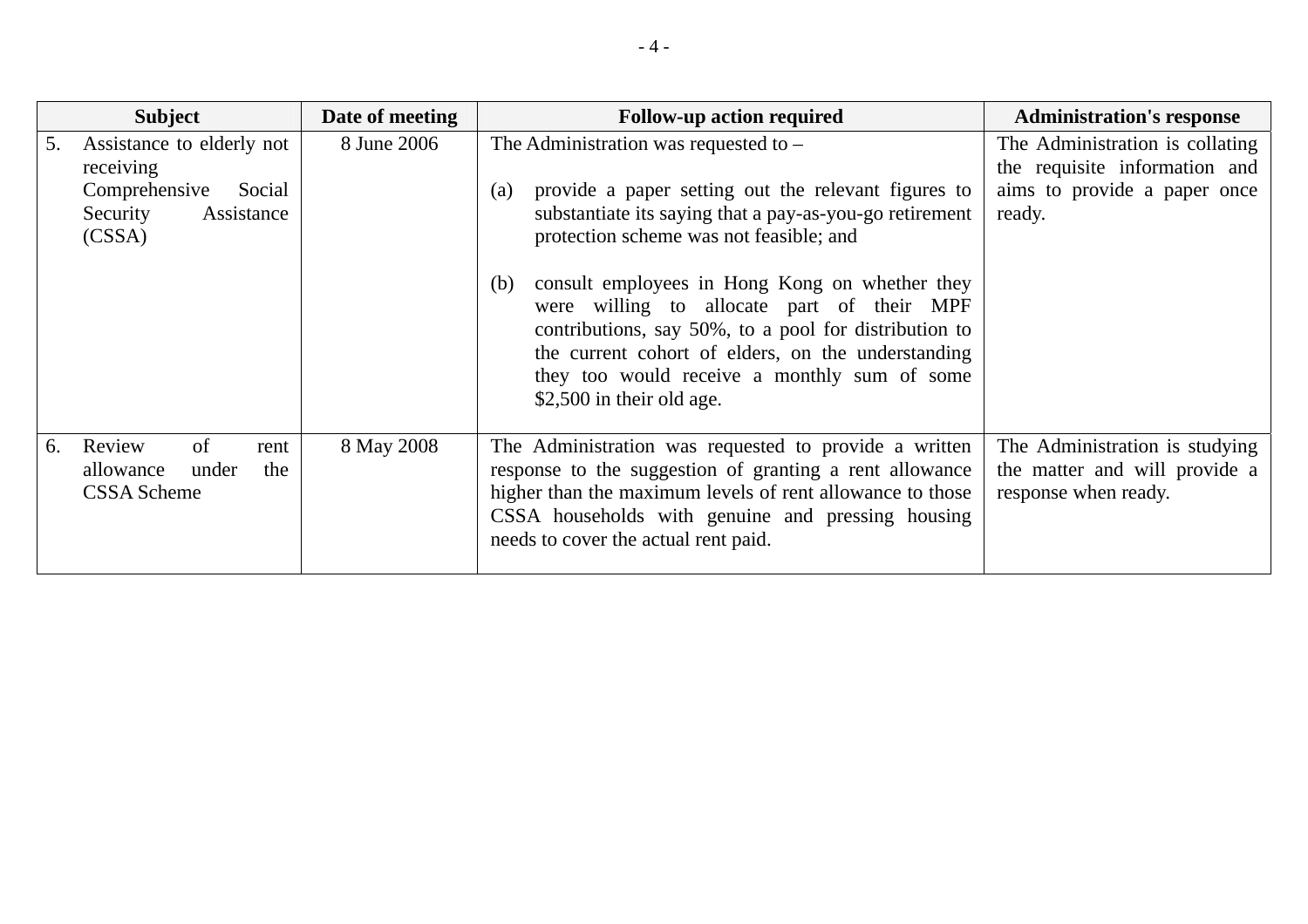| Subject | Date of meeting | Follow-up action required | Administration's response |
|---|---|---|---|
| 5. Assistance to elderly not receiving Comprehensive Social Security Assistance (CSSA) | 8 June 2006 | The Administration was requested to –<br><br>(a) provide a paper setting out the relevant figures to substantiate its saying that a pay-as-you-go retirement protection scheme was not feasible; and<br><br>(b) consult employees in Hong Kong on whether they were willing to allocate part of their MPF contributions, say 50%, to a pool for distribution to the current cohort of elders, on the understanding they too would receive a monthly sum of some $2,500 in their old age. | The Administration is collating the requisite information and aims to provide a paper once ready. |
| 6. Review of rent allowance under the CSSA Scheme | 8 May 2008 | The Administration was requested to provide a written response to the suggestion of granting a rent allowance higher than the maximum levels of rent allowance to those CSSA households with genuine and pressing housing needs to cover the actual rent paid. | The Administration is studying the matter and will provide a response when ready. |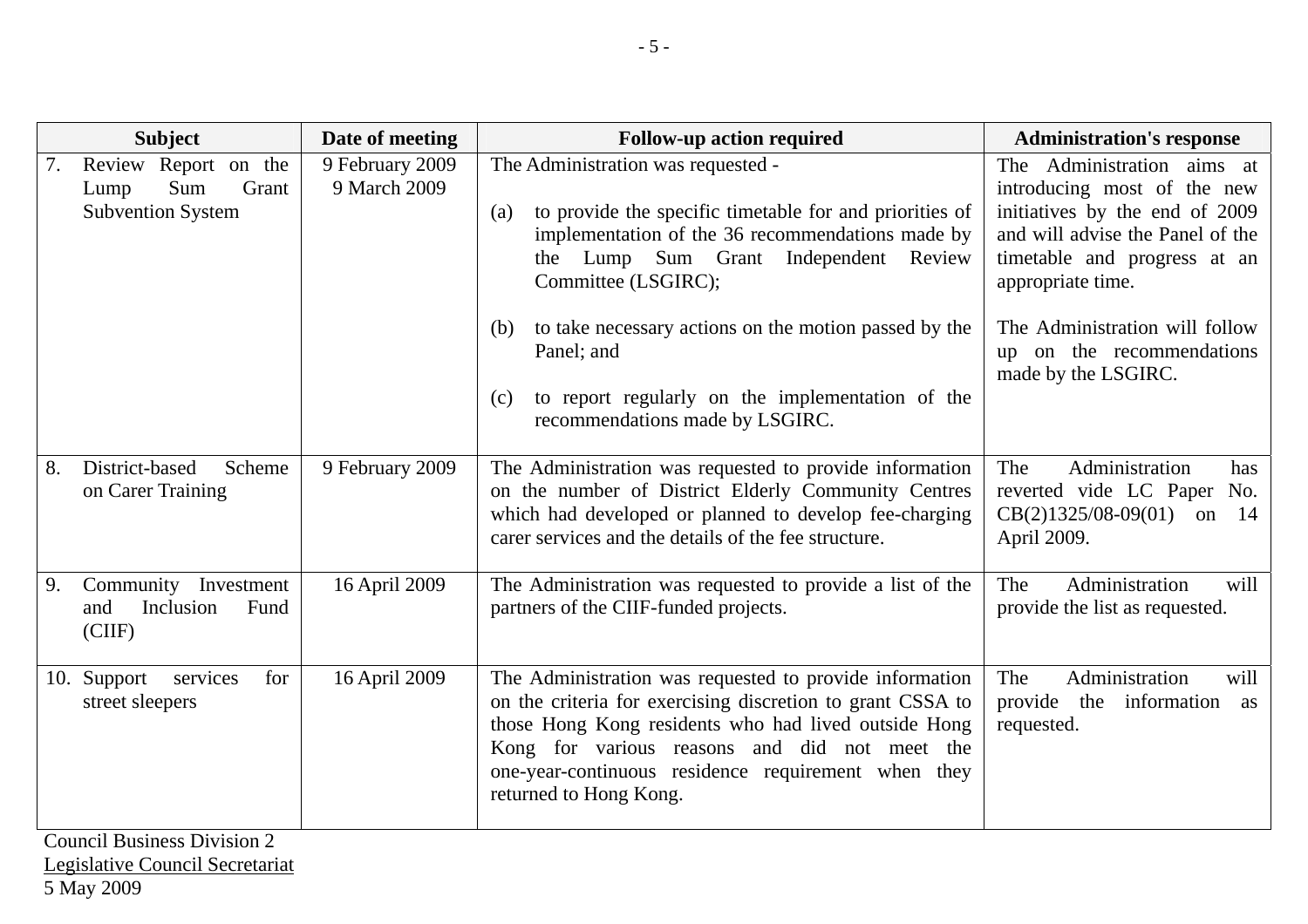| Subject | Date of meeting | Follow-up action required | Administration's response |
|---|---|---|---|
| 7. Review Report on the Lump Sum Grant Subvention System | 9 February 2009<br>9 March 2009 | The Administration was requested -<br><br>(a) to provide the specific timetable for and priorities of implementation of the 36 recommendations made by the Lump Sum Grant Independent Review Committee (LSGIRC);<br><br>(b) to take necessary actions on the motion passed by the Panel; and<br><br>(c) to report regularly on the implementation of the recommendations made by LSGIRC. | The Administration aims at introducing most of the new initiatives by the end of 2009 and will advise the Panel of the timetable and progress at an appropriate time.<br><br>The Administration will follow up on the recommendations made by the LSGIRC. |
| 8. District-based Scheme on Carer Training | 9 February 2009 | The Administration was requested to provide information on the number of District Elderly Community Centres which had developed or planned to develop fee-charging carer services and the details of the fee structure. | The Administration has reverted vide LC Paper No. CB(2)1325/08-09(01) on 14 April 2009. |
| 9. Community Investment and Inclusion Fund (CIIF) | 16 April 2009 | The Administration was requested to provide a list of the partners of the CIIF-funded projects. | The Administration will provide the list as requested. |
| 10. Support services for street sleepers | 16 April 2009 | The Administration was requested to provide information on the criteria for exercising discretion to grant CSSA to those Hong Kong residents who had lived outside Hong Kong for various reasons and did not meet the one-year-continuous residence requirement when they returned to Hong Kong. | The Administration will provide the information as requested. |

Council Business Division 2
Legislative Council Secretariat
5 May 2009